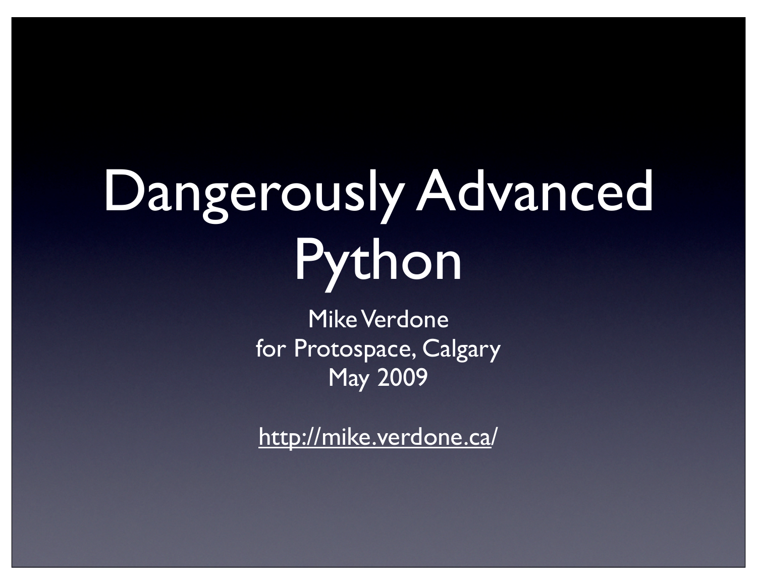# Dangerously Advanced Python

Mike Verdone
for Protospace, Calgary
May 2009

http://mike.verdone.ca/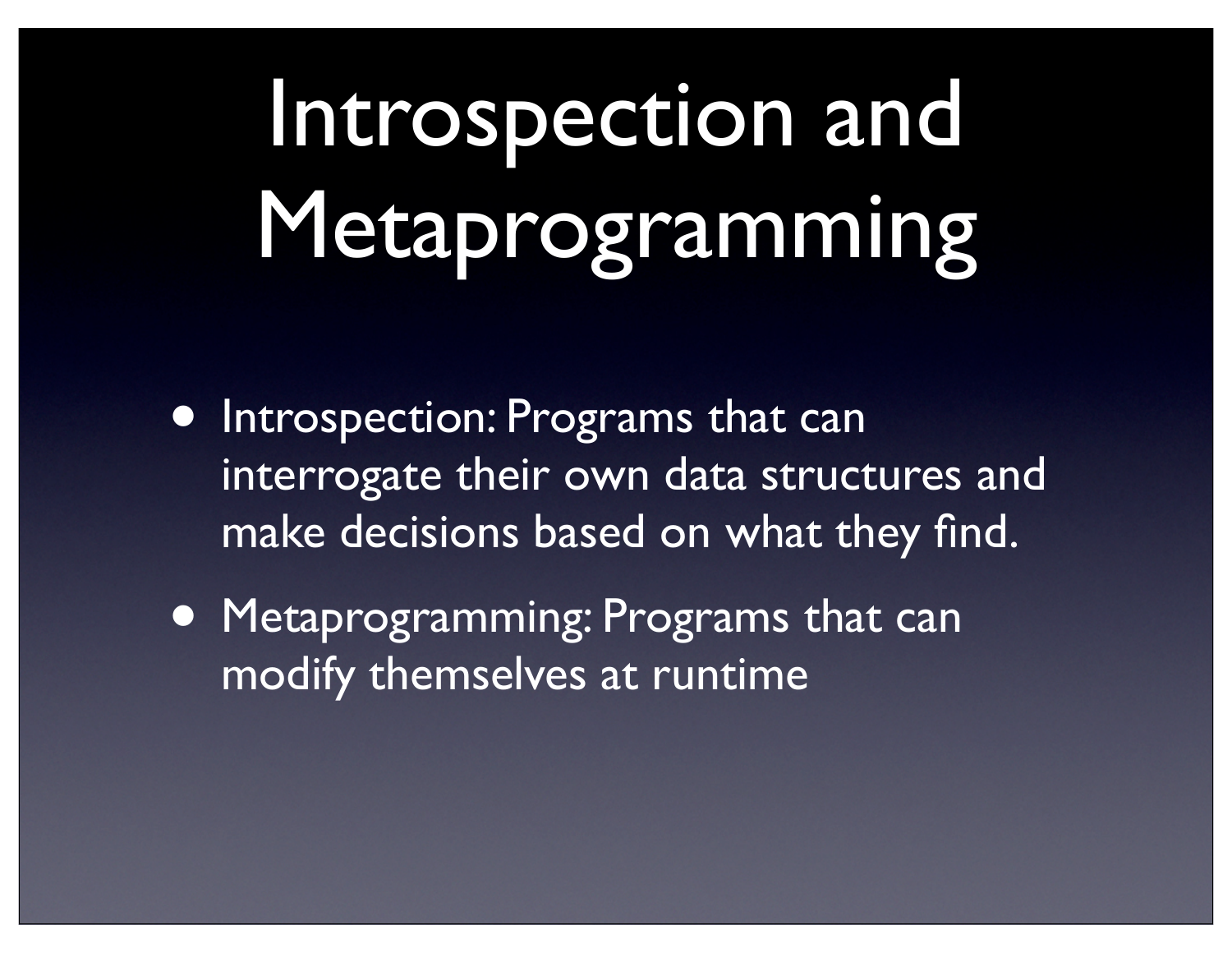# Introspection and Metaprogramming

- Introspection: Programs that can interrogate their own data structures and make decisions based on what they find.
- Metaprogramming: Programs that can modify themselves at runtime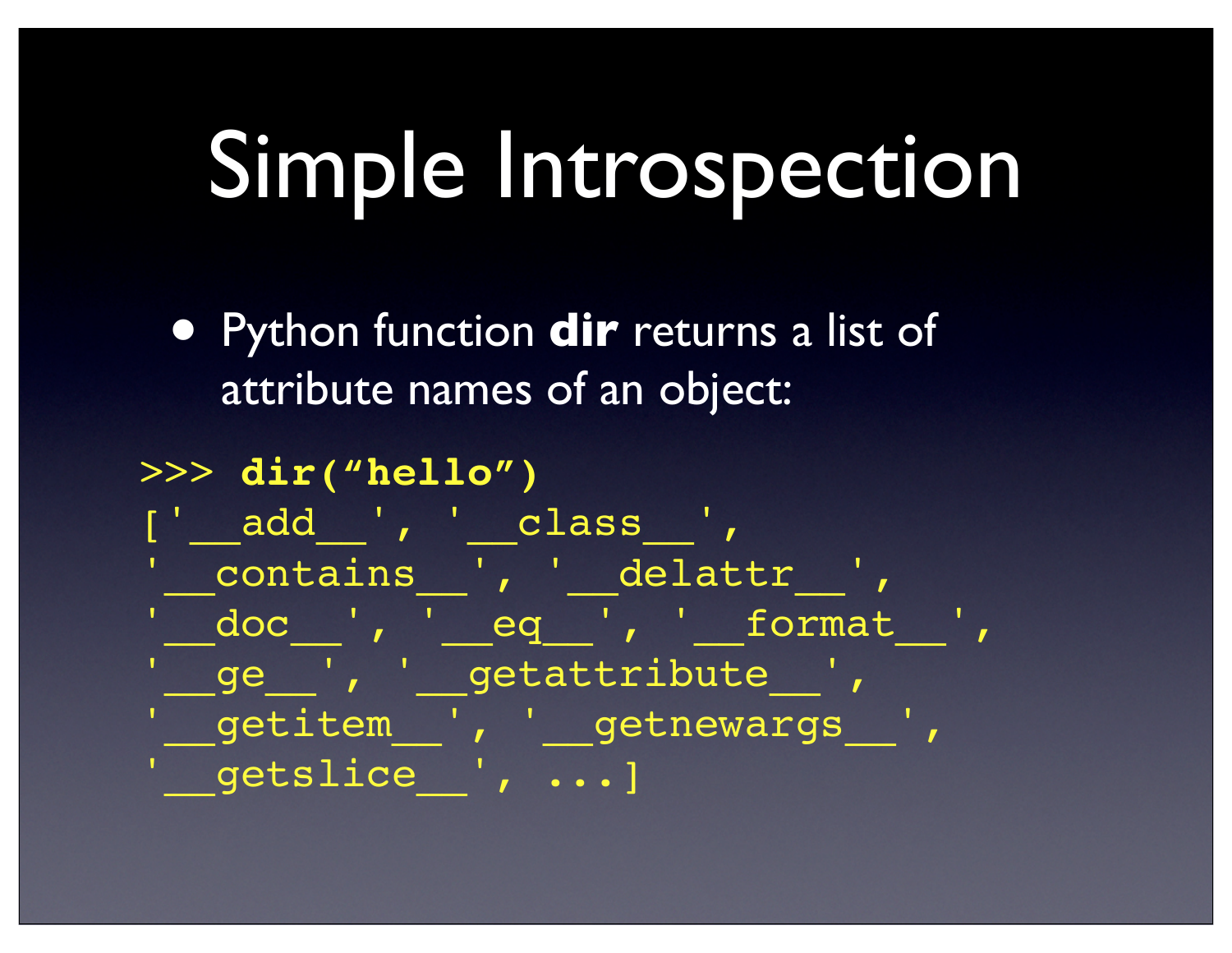# Simple Introspection

- Python function **dir** returns a list of attribute names of an object:

```
>>> dir("hello")
['__add__', '__class__',
'__contains__', '__delattr__',
'__doc__', '__eq__', '__format__',
'__ge__', '__getattribute__',
'__getitem__', '__getnewargs__',
'__getslice__', ...]
```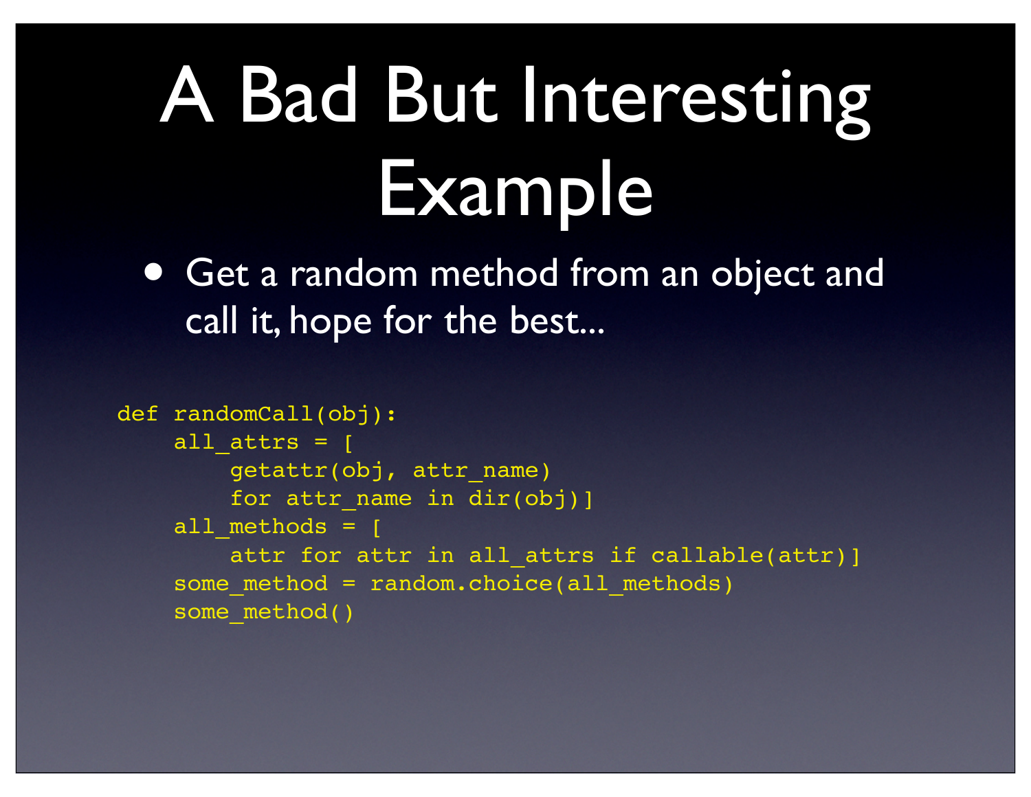# A Bad But Interesting Example

- Get a random method from an object and call it, hope for the best...

```
def randomCall(obj):
    all_attrs = [
        getattr(obj, attr_name)
        for attr_name in dir(obj)]
    all_methods = [
        attr for attr in all_attrs if callable(attr)]
    some_method = random.choice(all_methods)
    some_method()
```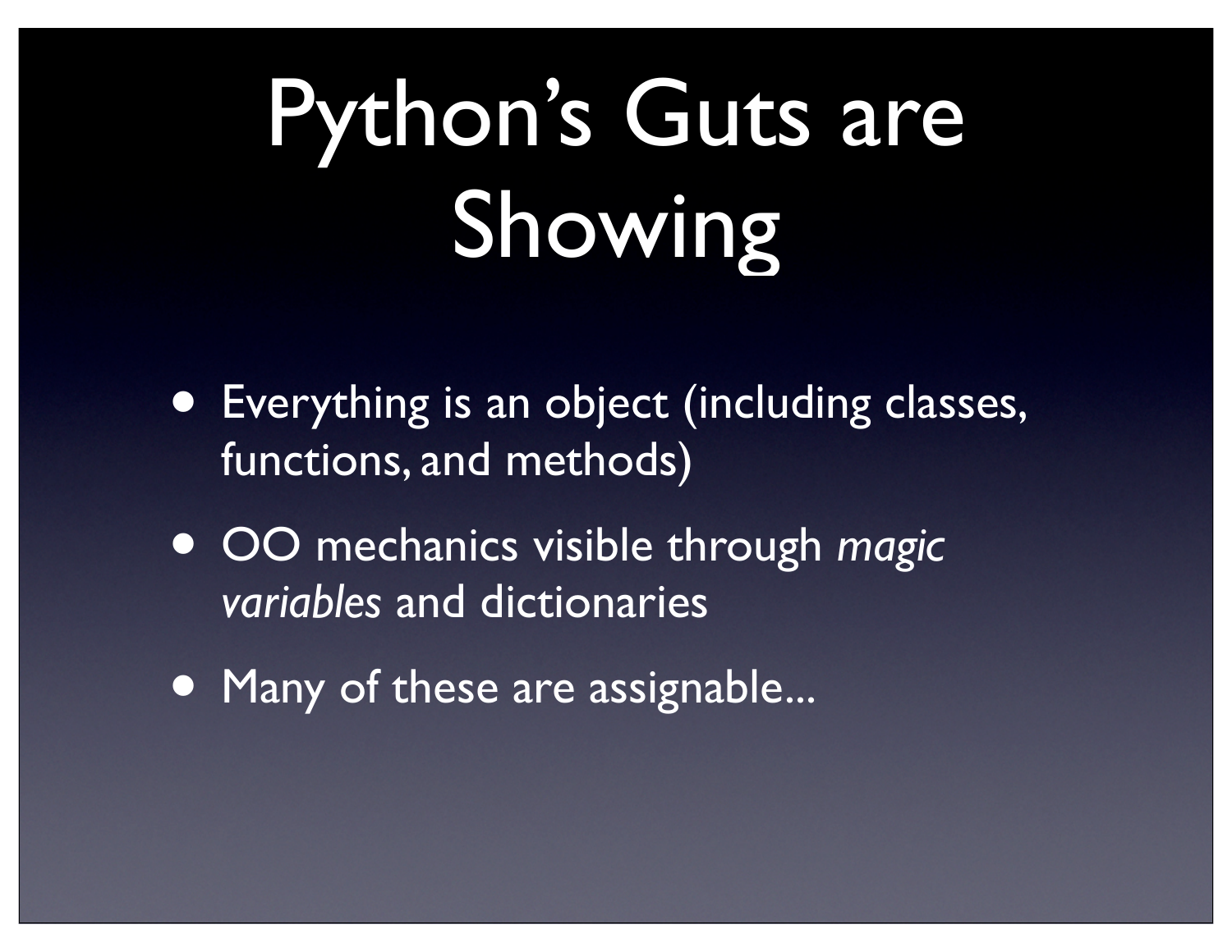# Python's Guts are Showing

- Everything is an object (including classes, functions, and methods)
- OO mechanics visible through *magic variables* and dictionaries
- Many of these are assignable...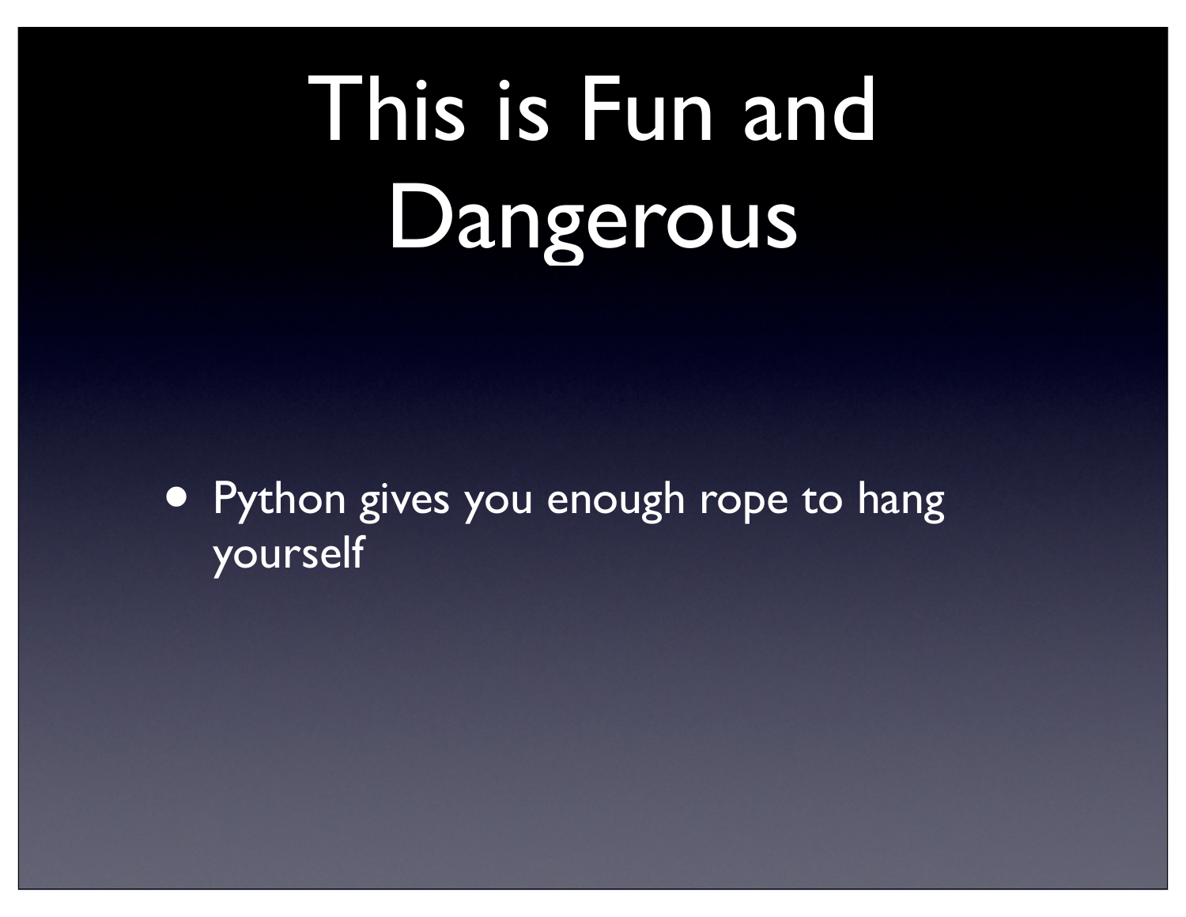# This is Fun and Dangerous

- Python gives you enough rope to hang yourself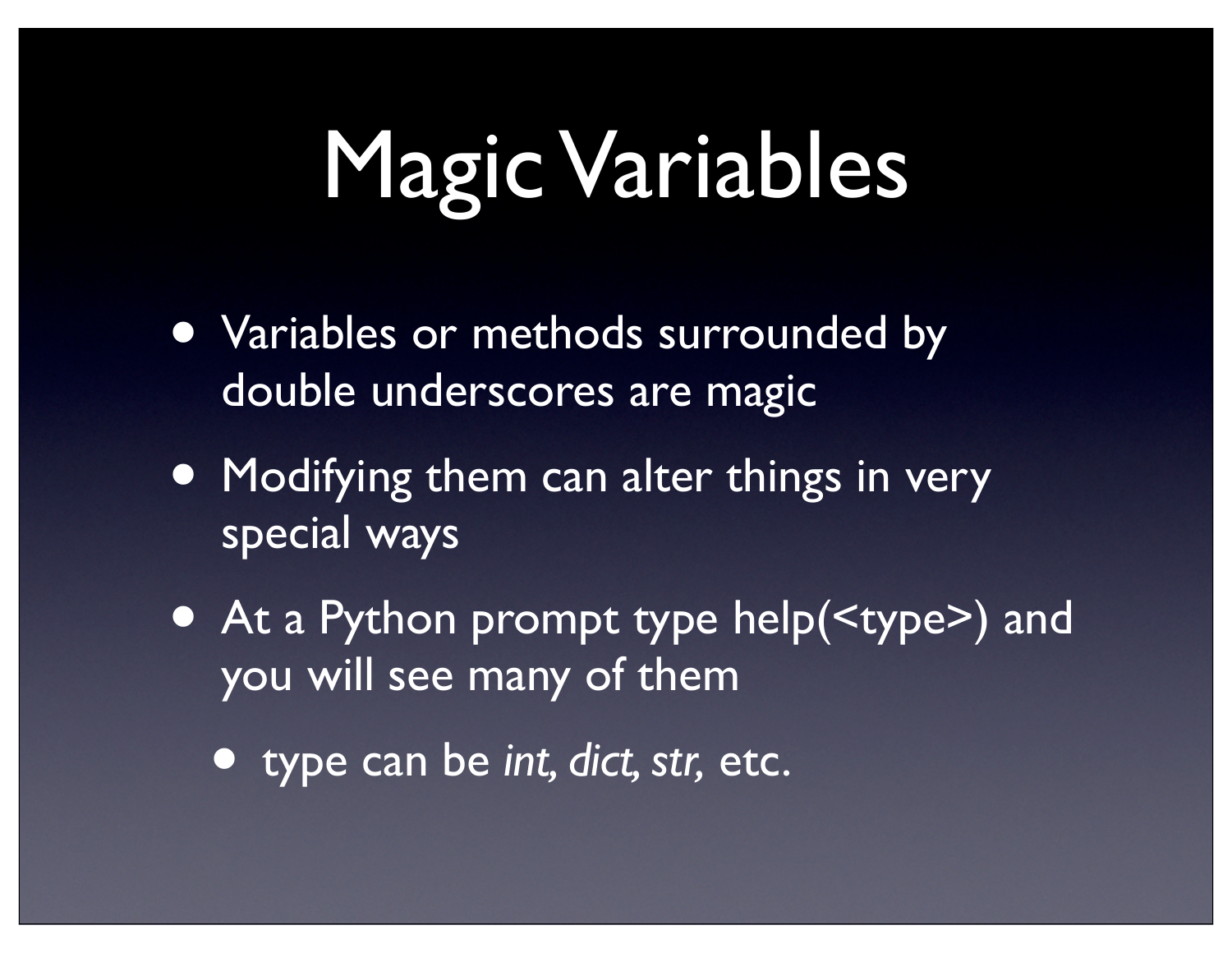# Magic Variables

- Variables or methods surrounded by double underscores are magic
- Modifying them can alter things in very special ways
- At a Python prompt type help(<type>) and you will see many of them
  - type can be *int, dict, str,* etc.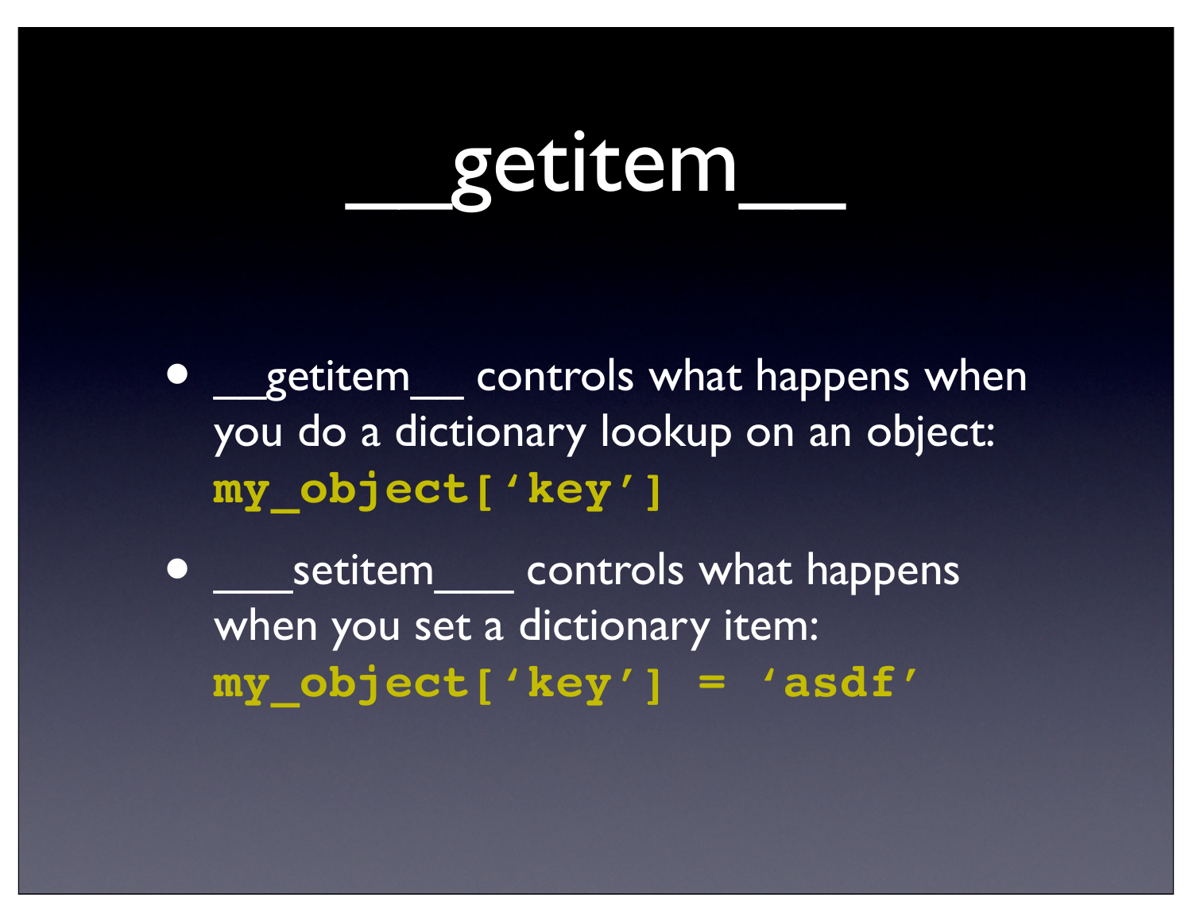# __getitem__

- __getitem__ controls what happens when you do a dictionary lookup on an object: `my_object['key']`
- ___setitem___ controls what happens when you set a dictionary item: `my_object['key'] = 'asdf'`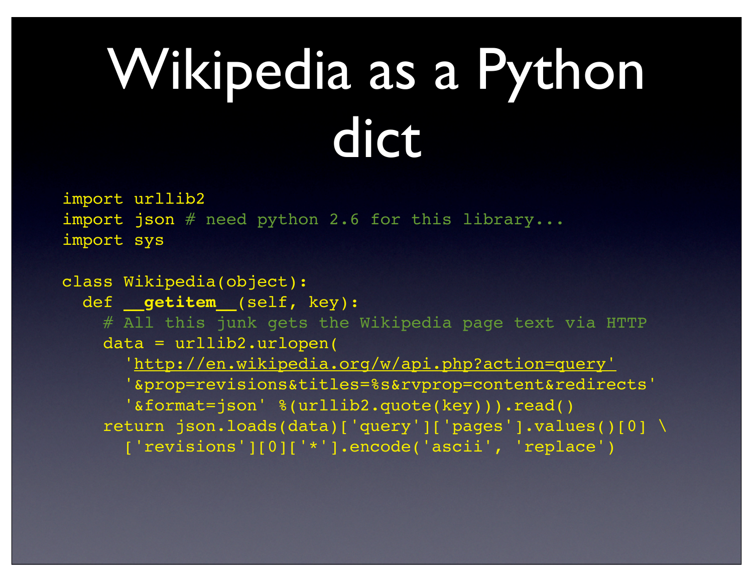# Wikipedia as a Python dict

```
import urllib2
import json # need python 2.6 for this library...
import sys

class Wikipedia(object):
  def __getitem__(self, key):
    # All this junk gets the Wikipedia page text via HTTP
    data = urllib2.urlopen(
      'http://en.wikipedia.org/w/api.php?action=query'
      '&prop=revisions&titles=%s&rvprop=content&redirects'
      '&format=json' %(urllib2.quote(key))).read()
    return json.loads(data)['query']['pages'].values()[0] \
      ['revisions'][0]['*'].encode('ascii', 'replace')
```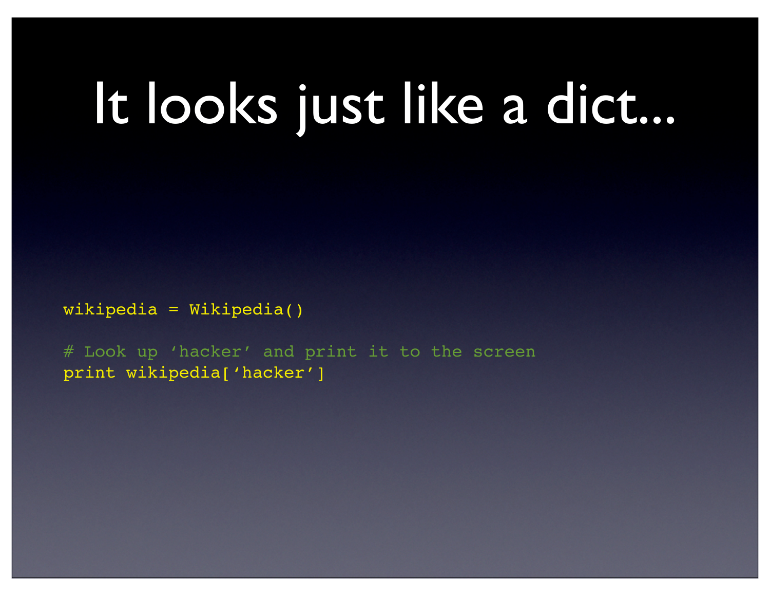# It looks just like a dict...

```
wikipedia = Wikipedia()

# Look up ‘hacker’ and print it to the screen
print wikipedia[‘hacker’]
```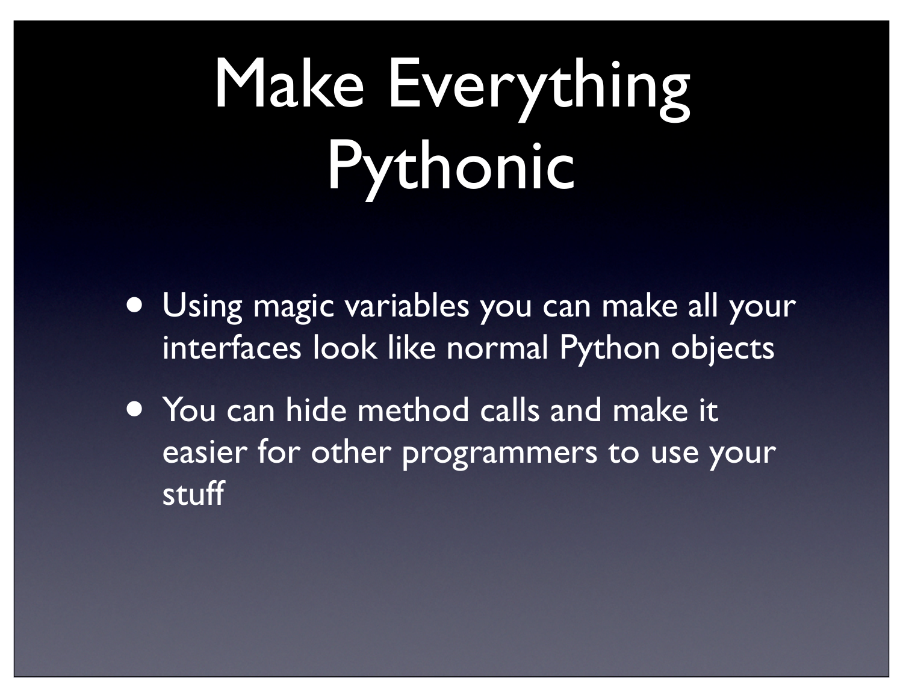# Make Everything Pythonic

- Using magic variables you can make all your interfaces look like normal Python objects
- You can hide method calls and make it easier for other programmers to use your stuff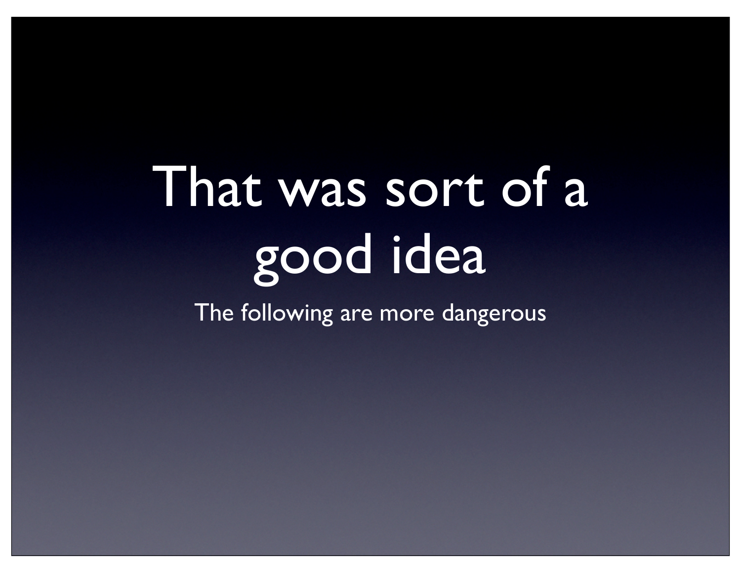# That was sort of a good idea

The following are more dangerous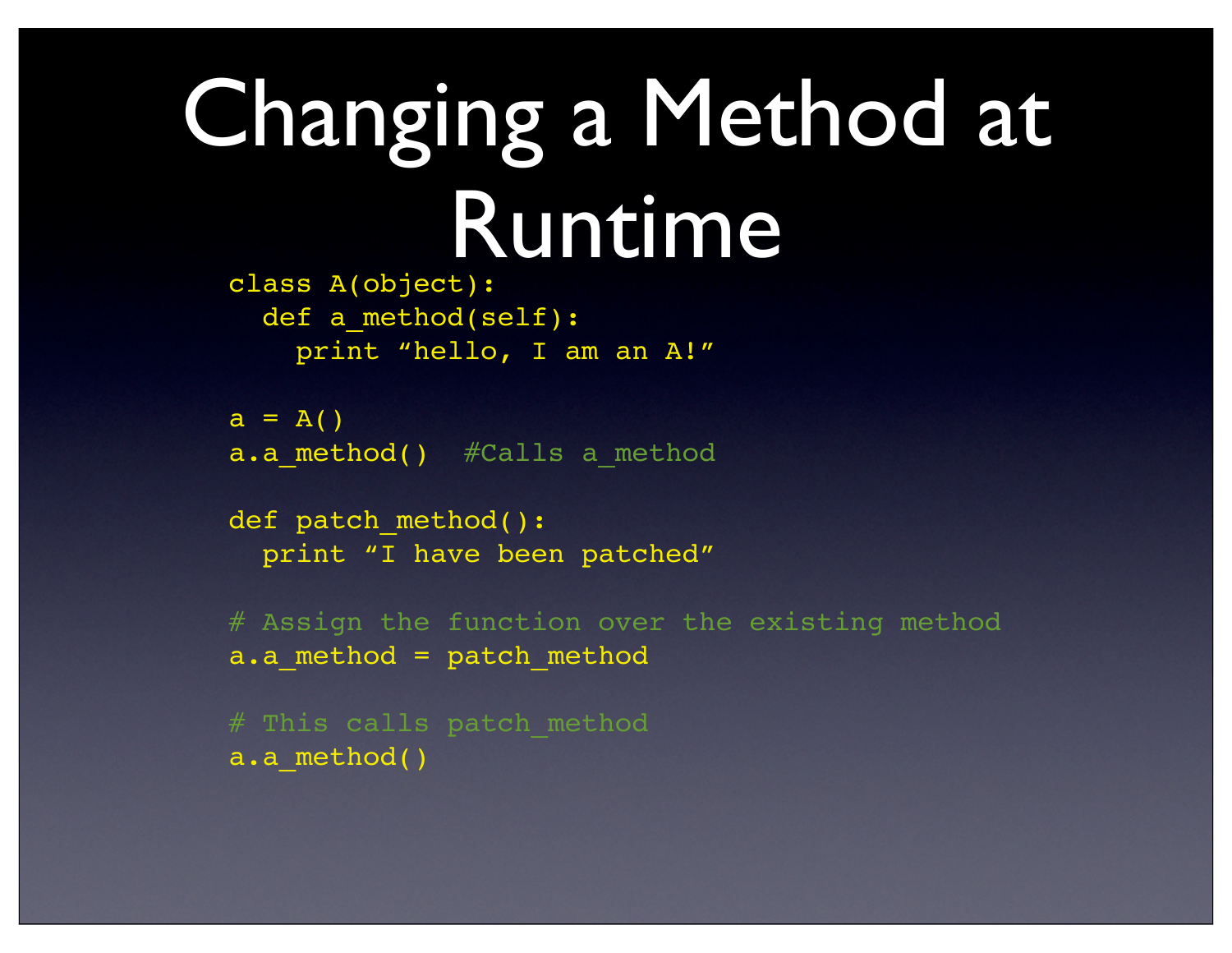# Changing a Method at Runtime

```
class A(object):
  def a_method(self):
    print “hello, I am an A!”

a = A()
a.a_method()  #Calls a_method

def patch_method():
  print “I have been patched”

# Assign the function over the existing method
a.a_method = patch_method

# This calls patch_method
a.a_method()
```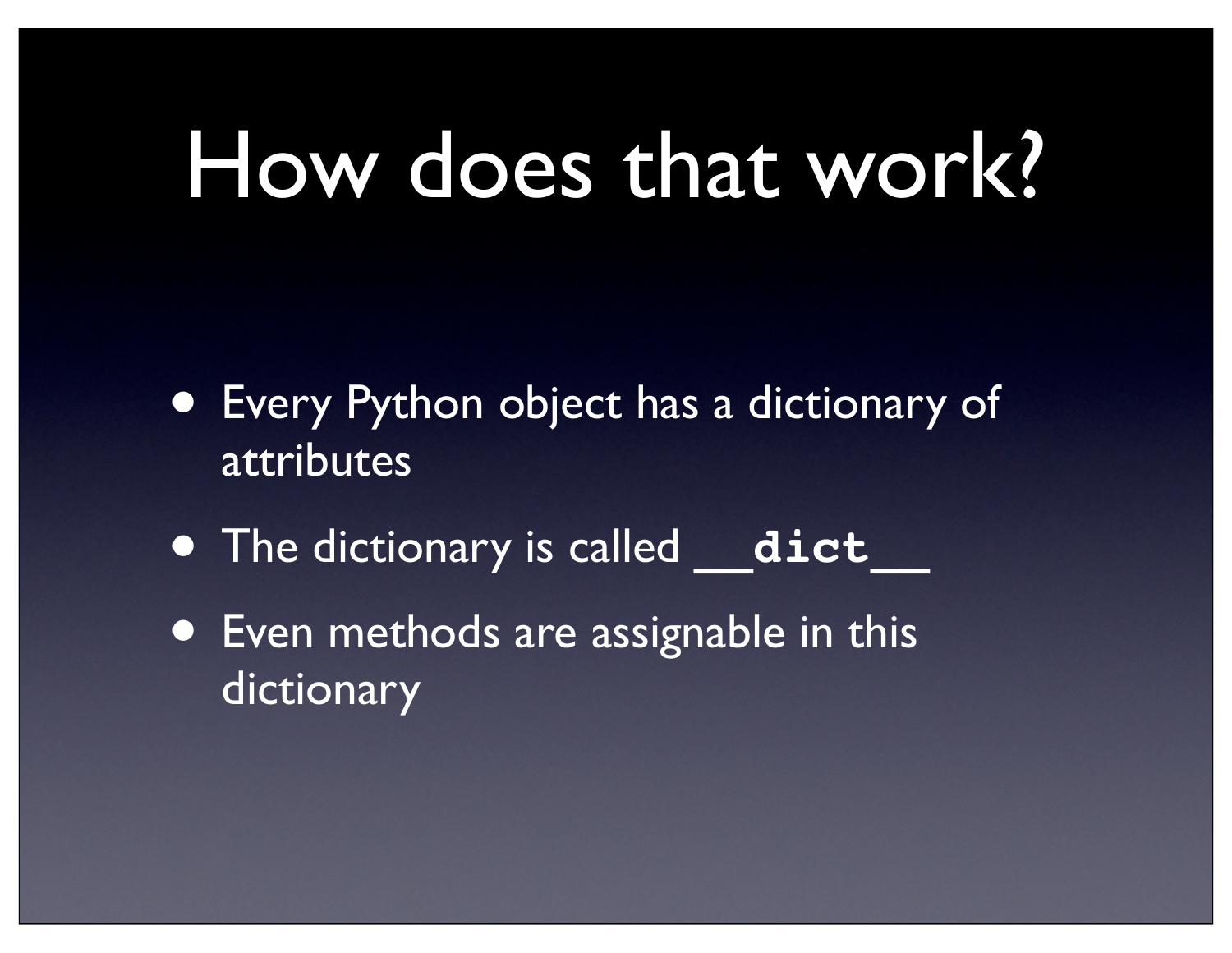# How does that work?

- Every Python object has a dictionary of attributes
- The dictionary is called **`__dict__`**
- Even methods are assignable in this dictionary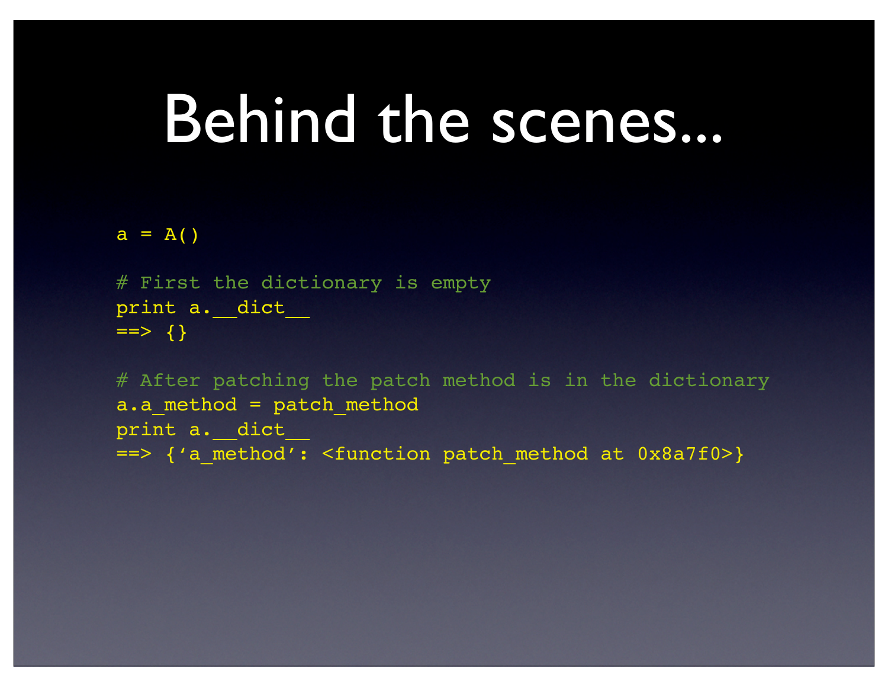# Behind the scenes...

```
a = A()

# First the dictionary is empty
print a.__dict__
==> {}

# After patching the patch method is in the dictionary
a.a_method = patch_method
print a.__dict__
==> {'a_method': <function patch_method at 0x8a7f0>}
```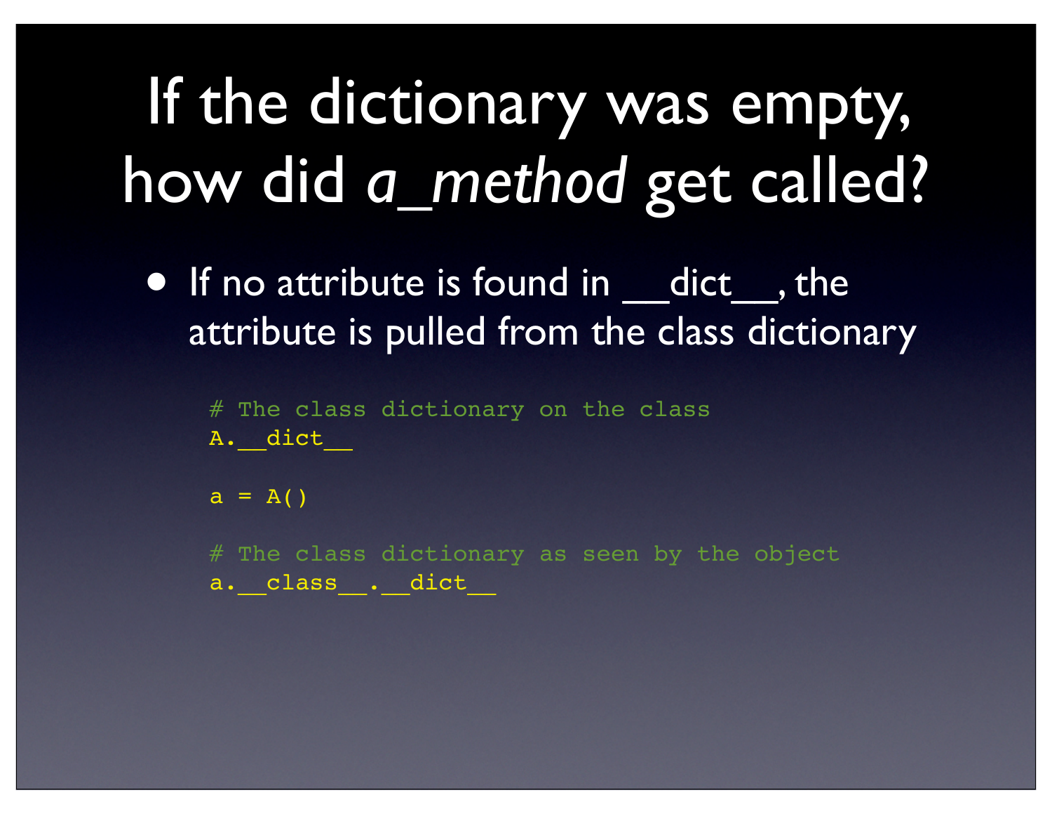# If the dictionary was empty, how did *a_method* get called?

- If no attribute is found in __dict__, the attribute is pulled from the class dictionary

```
# The class dictionary on the class
A.__dict__

a = A()

# The class dictionary as seen by the object
a.__class__.__dict__
```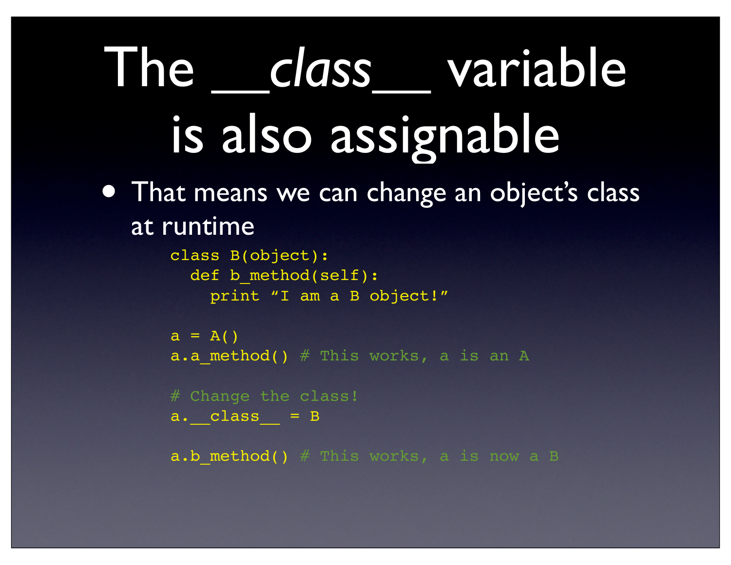# The __*class*__ variable is also assignable

- That means we can change an object’s class at runtime

```
class B(object):
  def b_method(self):
    print “I am a B object!”

a = A()
a.a_method() # This works, a is an A

# Change the class!
a.__class__ = B

a.b_method() # This works, a is now a B
```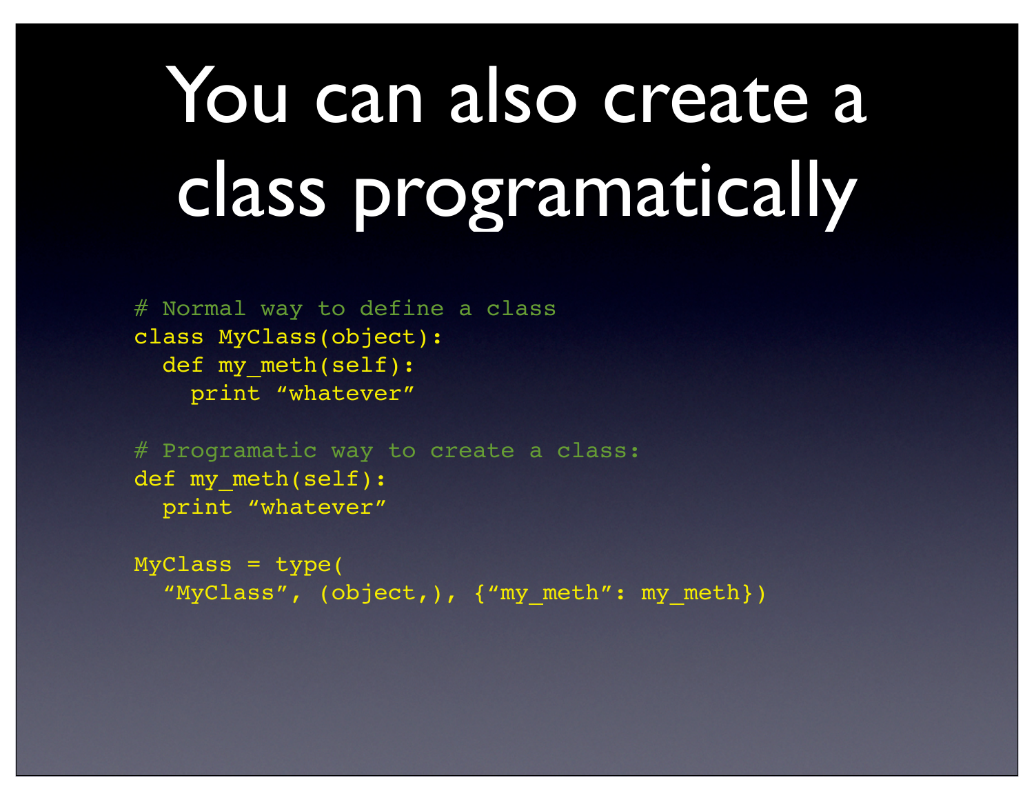# You can also create a class programatically

```
# Normal way to define a class
class MyClass(object):
  def my_meth(self):
    print “whatever”

# Programatic way to create a class:
def my_meth(self):
  print “whatever”

MyClass = type(
  “MyClass”, (object,), {“my_meth”: my_meth})
```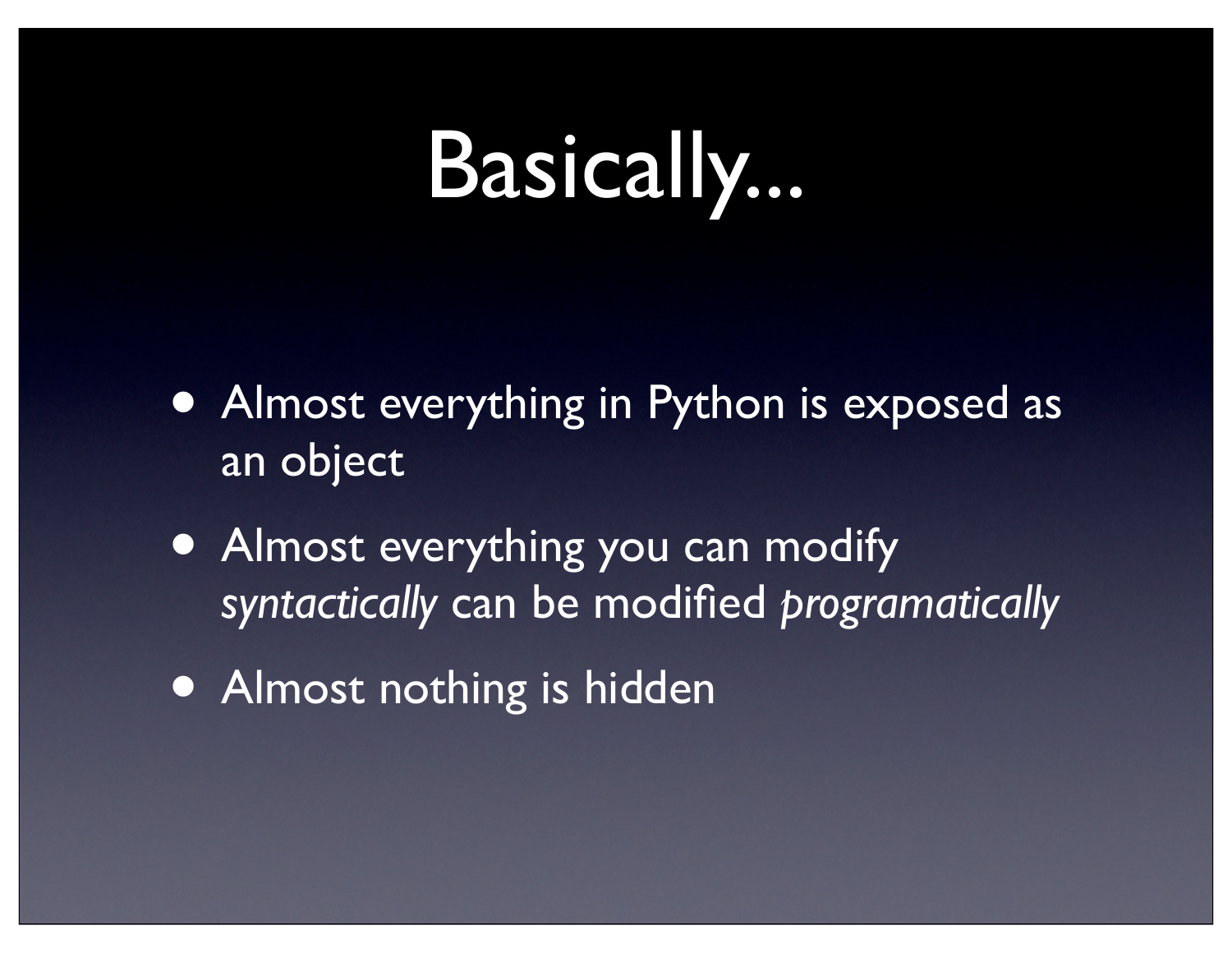# Basically...

- Almost everything in Python is exposed as an object
- Almost everything you can modify *syntactically* can be modified *programatically*
- Almost nothing is hidden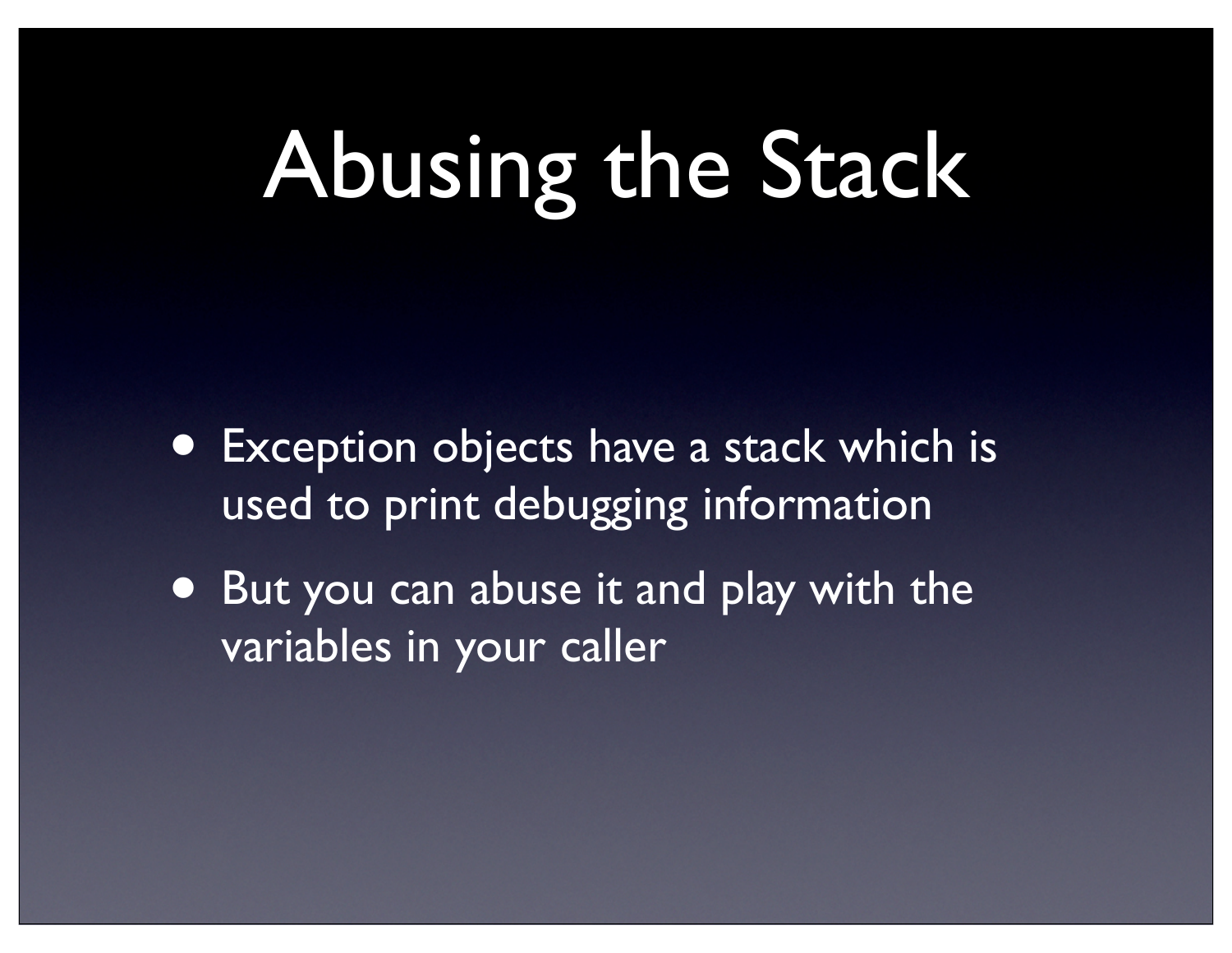# Abusing the Stack

- Exception objects have a stack which is used to print debugging information
- But you can abuse it and play with the variables in your caller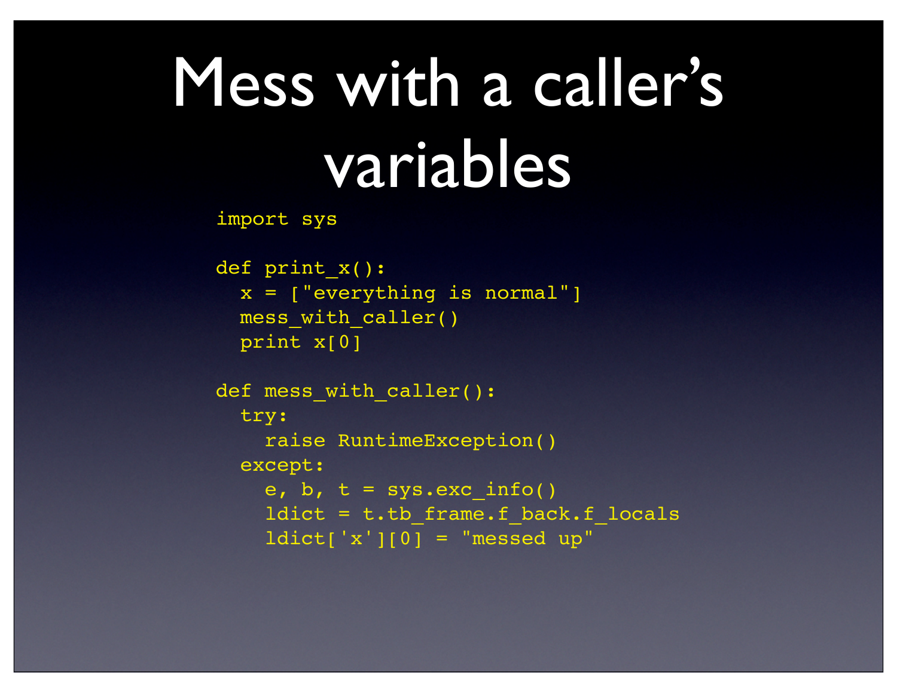# Mess with a caller's variables

```
import sys

def print_x():
  x = ["everything is normal"]
  mess_with_caller()
  print x[0]

def mess_with_caller():
  try:
    raise RuntimeException()
  except:
    e, b, t = sys.exc_info()
    ldict = t.tb_frame.f_back.f_locals
    ldict['x'][0] = "messed up"
```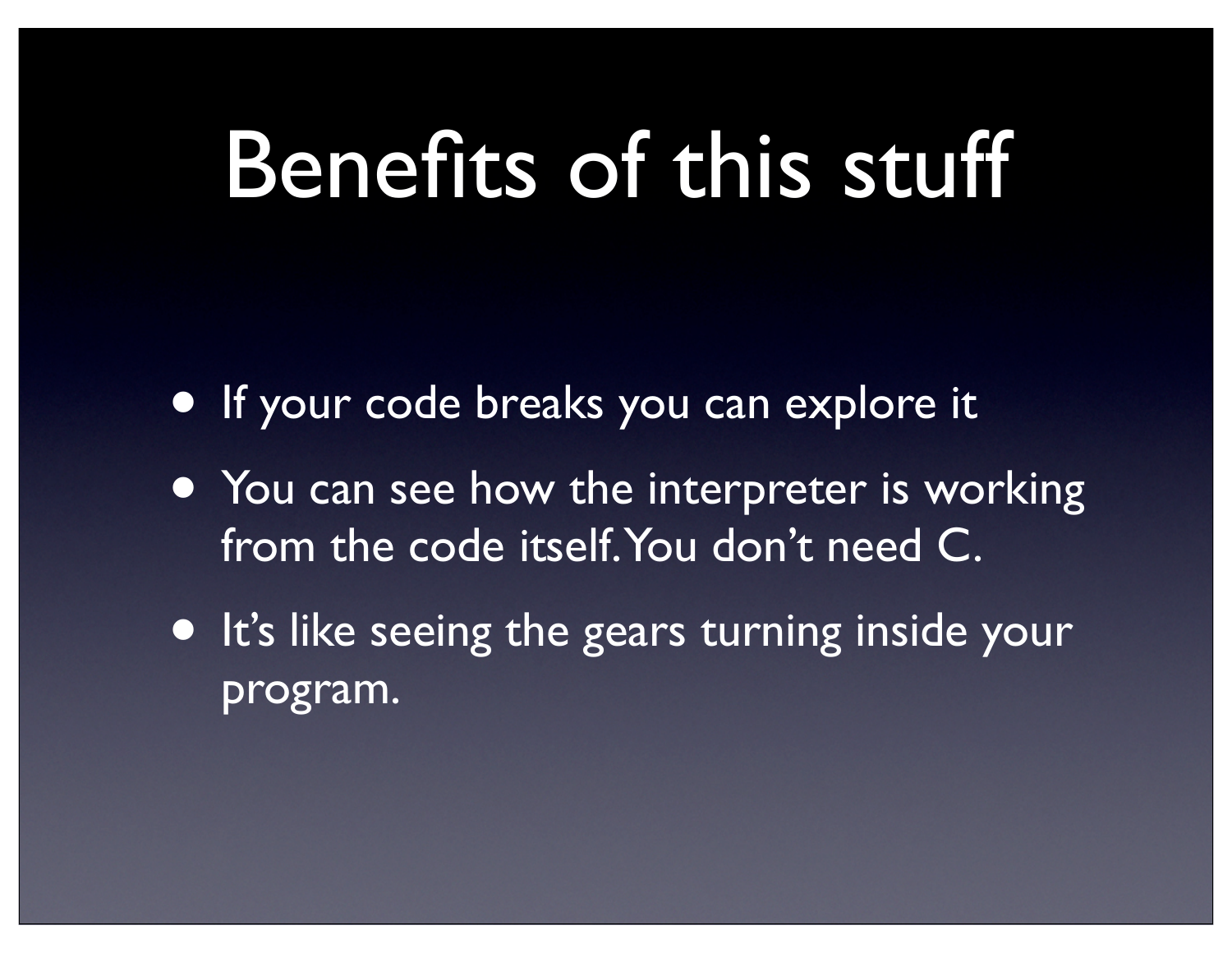# Benefits of this stuff

- If your code breaks you can explore it
- You can see how the interpreter is working from the code itself. You don't need C.
- It's like seeing the gears turning inside your program.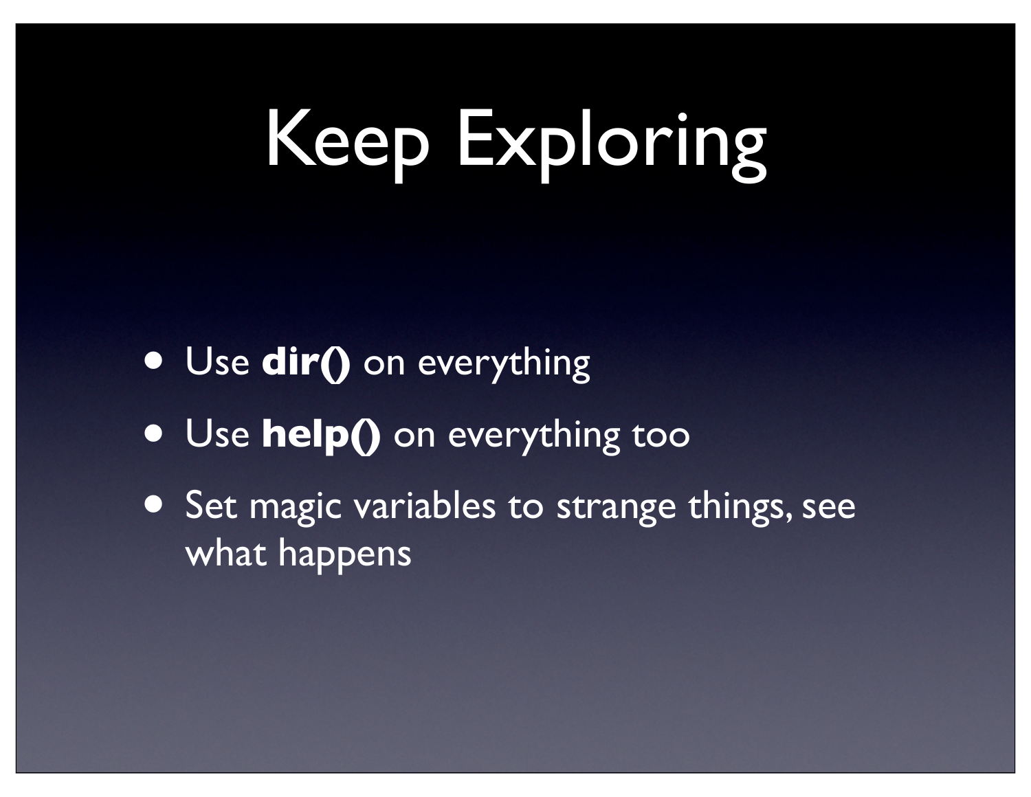# Keep Exploring

- Use **dir()** on everything
- Use **help()** on everything too
- Set magic variables to strange things, see what happens